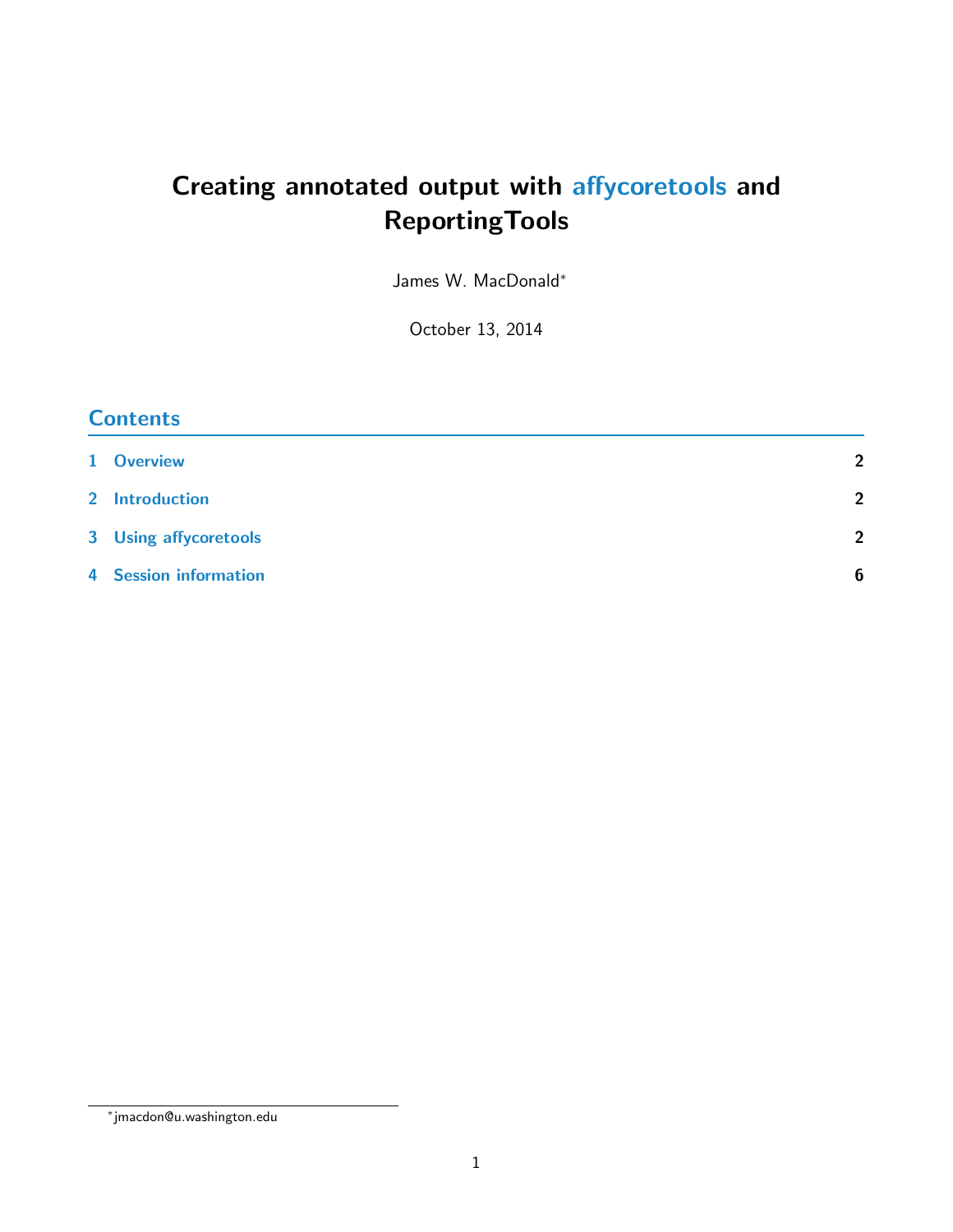# Creating annotated output with affycoretools and ReportingTools

James W. MacDonald[*]

October 13, 2014

## Contents

| | | |
|---|---|---|
| 1 | Overview | 2 |
| 2 | Introduction | 2 |
| 3 | Using affycoretools | 2 |
| 4 | Session information | 6 |

[*] jmacdon@u.washington.edu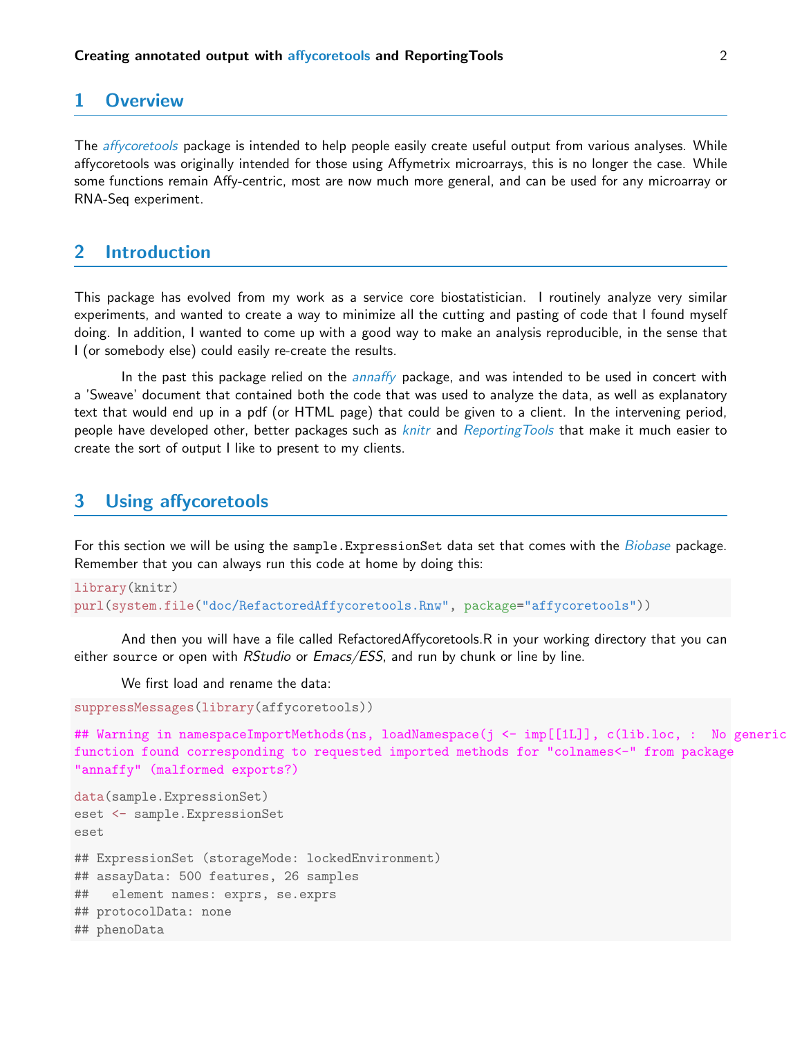## 1 Overview

The *affycoretools* package is intended to help people easily create useful output from various analyses. While affycoretools was originally intended for those using Affymetrix microarrays, this is no longer the case. While some functions remain Affy-centric, most are now much more general, and can be used for any microarray or RNA-Seq experiment.

## 2 Introduction

This package has evolved from my work as a service core biostatistician. I routinely analyze very similar experiments, and wanted to create a way to minimize all the cutting and pasting of code that I found myself doing. In addition, I wanted to come up with a good way to make an analysis reproducible, in the sense that I (or somebody else) could easily re-create the results.

In the past this package relied on the *annaffy* package, and was intended to be used in concert with a 'Sweave' document that contained both the code that was used to analyze the data, as well as explanatory text that would end up in a pdf (or HTML page) that could be given to a client. In the intervening period, people have developed other, better packages such as *knitr* and *ReportingTools* that make it much easier to create the sort of output I like to present to my clients.

## 3 Using affycoretools

For this section we will be using the `sample.ExpressionSet` data set that comes with the *Biobase* package. Remember that you can always run this code at home by doing this:

```
library(knitr)
purl(system.file("doc/RefactoredAffycoretools.Rnw", package="affycoretools"))
```

And then you will have a file called RefactoredAffycoretools.R in your working directory that you can either `source` or open with *RStudio* or *Emacs/ESS*, and run by chunk or line by line.

We first load and rename the data:

```
suppressMessages(library(affycoretools))

## Warning in namespaceImportMethods(ns, loadNamespace(j <- imp[[1L]], c(lib.loc, :  No generic
function found corresponding to requested imported methods for "colnames<-" from package
"annaffy" (malformed exports?)

data(sample.ExpressionSet)
eset <- sample.ExpressionSet
eset

## ExpressionSet (storageMode: lockedEnvironment)
## assayData: 500 features, 26 samples
##   element names: exprs, se.exprs
## protocolData: none
## phenoData
```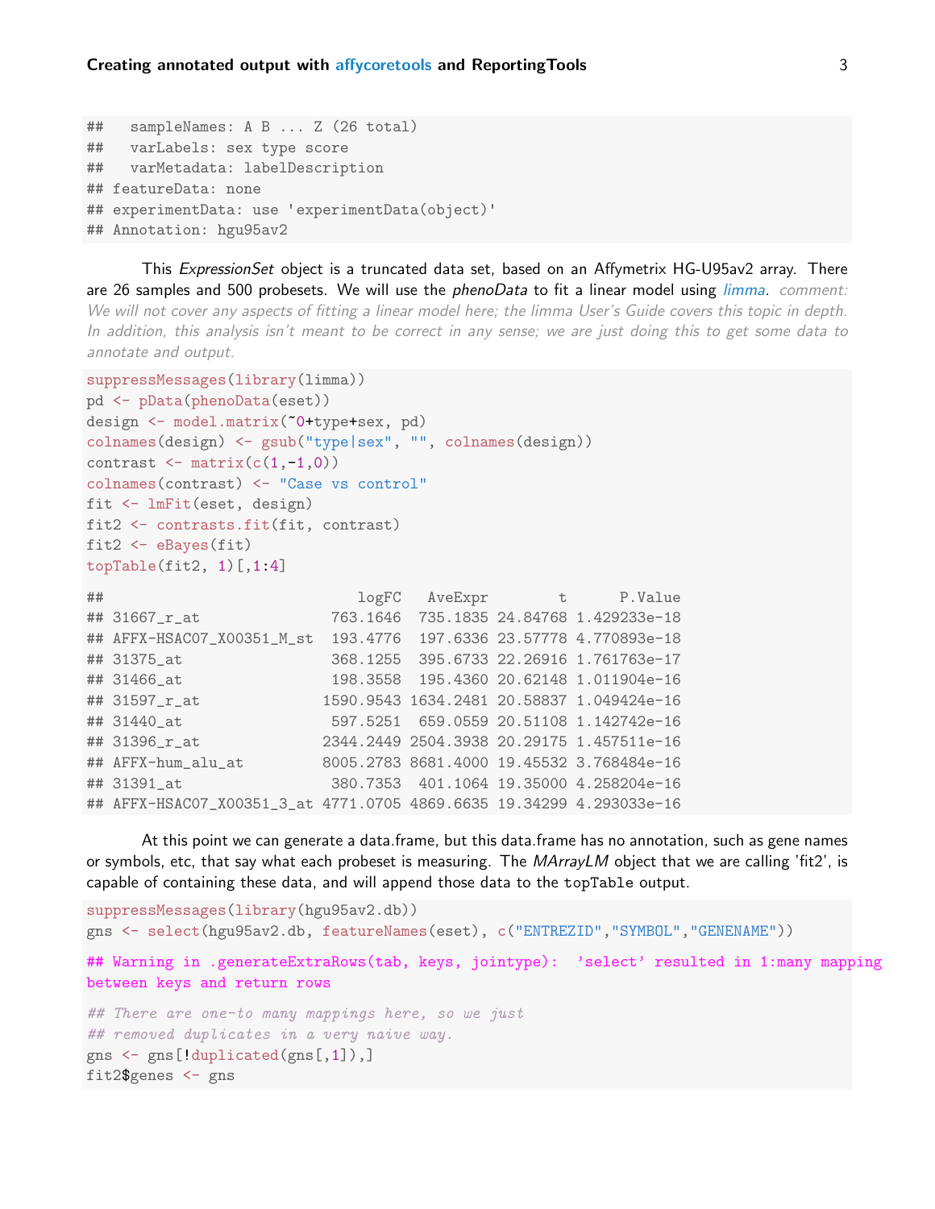```
##   sampleNames: A B ... Z (26 total)
##   varLabels: sex type score
##   varMetadata: labelDescription
## featureData: none
## experimentData: use 'experimentData(object)'
## Annotation: hgu95av2
```

This *ExpressionSet* object is a truncated data set, based on an Affymetrix HG-U95av2 array. There are 26 samples and 500 probesets. We will use the *phenoData* to fit a linear model using *limma*. *comment: We will not cover any aspects of fitting a linear model here; the limma User's Guide covers this topic in depth. In addition, this analysis isn't meant to be correct in any sense; we are just doing this to get some data to annotate and output.*

```
suppressMessages(library(limma))
pd <- pData(phenoData(eset))
design <- model.matrix(~0+type+sex, pd)
colnames(design) <- gsub("type|sex", "", colnames(design))
contrast <- matrix(c(1,-1,0))
colnames(contrast) <- "Case vs control"
fit <- lmFit(eset, design)
fit2 <- contrasts.fit(fit, contrast)
fit2 <- eBayes(fit)
topTable(fit2, 1)[,1:4]
```

```
##                              logFC   AveExpr        t      P.Value
## 31667_r_at                763.1646  735.1835 24.84768 1.429233e-18
## AFFX-HSAC07_X00351_M_st  193.4776  197.6336 23.57778 4.770893e-18
## 31375_at                  368.1255  395.6733 22.26916 1.761763e-17
## 31466_at                  198.3558  195.4360 20.62148 1.011904e-16
## 31597_r_at               1590.9543 1634.2481 20.58837 1.049424e-16
## 31440_at                  597.5251  659.0559 20.51108 1.142742e-16
## 31396_r_at               2344.2449 2504.3938 20.29175 1.457511e-16
## AFFX-hum_alu_at          8005.2783 8681.4000 19.45532 3.768484e-16
## 31391_at                  380.7353  401.1064 19.35000 4.258204e-16
## AFFX-HSAC07_X00351_3_at 4771.0705 4869.6635 19.34299 4.293033e-16
```

At this point we can generate a data.frame, but this data.frame has no annotation, such as gene names or symbols, etc, that say what each probeset is measuring. The *MArrayLM* object that we are calling 'fit2', is capable of containing these data, and will append those data to the `topTable` output.

```
suppressMessages(library(hgu95av2.db))
gns <- select(hgu95av2.db, featureNames(eset), c("ENTREZID","SYMBOL","GENENAME"))

## Warning in .generateExtraRows(tab, keys, jointype):  'select' resulted in 1:many mapping
between keys and return rows

## There are one-to many mappings here, so we just
## removed duplicates in a very naive way.
gns <- gns[!duplicated(gns[,1]),]
fit2$genes <- gns
```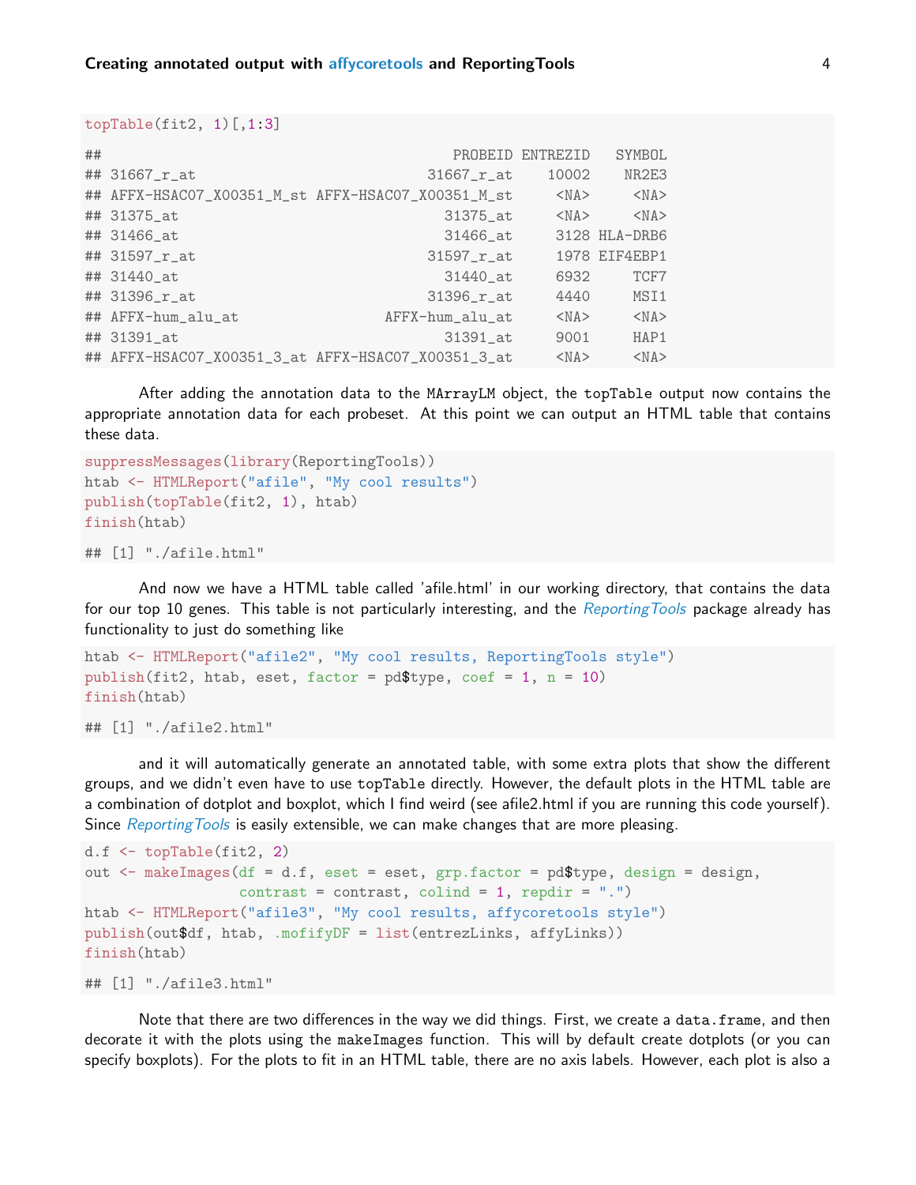```
topTable(fit2, 1)[,1:3]

##                                               PROBEID ENTREZID   SYMBOL
## 31667_r_at                                 31667_r_at    10002    NR2E3
## AFFX-HSAC07_X00351_M_st AFFX-HSAC07_X00351_M_st     <NA>     <NA>
## 31375_at                                     31375_at     <NA>     <NA>
## 31466_at                                     31466_at     3128 HLA-DRB6
## 31597_r_at                                 31597_r_at     1978 EIF4EBP1
## 31440_at                                     31440_at     6932     TCF7
## 31396_r_at                                 31396_r_at     4440     MSI1
## AFFX-hum_alu_at                       AFFX-hum_alu_at     <NA>     <NA>
## 31391_at                                     31391_at     9001     HAP1
## AFFX-HSAC07_X00351_3_at AFFX-HSAC07_X00351_3_at     <NA>     <NA>
```

After adding the annotation data to the MArrayLM object, the topTable output now contains the appropriate annotation data for each probeset. At this point we can output an HTML table that contains these data.

```
suppressMessages(library(ReportingTools))
htab <- HTMLReport("afile", "My cool results")
publish(topTable(fit2, 1), htab)
finish(htab)

## [1] "./afile.html"
```

And now we have a HTML table called 'afile.html' in our working directory, that contains the data for our top 10 genes. This table is not particularly interesting, and the *ReportingTools* package already has functionality to just do something like

```
htab <- HTMLReport("afile2", "My cool results, ReportingTools style")
publish(fit2, htab, eset, factor = pd$type, coef = 1, n = 10)
finish(htab)

## [1] "./afile2.html"
```

and it will automatically generate an annotated table, with some extra plots that show the different groups, and we didn't even have to use topTable directly. However, the default plots in the HTML table are a combination of dotplot and boxplot, which I find weird (see afile2.html if you are running this code yourself). Since *ReportingTools* is easily extensible, we can make changes that are more pleasing.

```
d.f <- topTable(fit2, 2)
out <- makeImages(df = d.f, eset = eset, grp.factor = pd$type, design = design,
                  contrast = contrast, colind = 1, repdir = ".")
htab <- HTMLReport("afile3", "My cool results, affycoretools style")
publish(out$df, htab, .mofifyDF = list(entrezLinks, affyLinks))
finish(htab)

## [1] "./afile3.html"
```

Note that there are two differences in the way we did things. First, we create a data.frame, and then decorate it with the plots using the makeImages function. This will by default create dotplots (or you can specify boxplots). For the plots to fit in an HTML table, there are no axis labels. However, each plot is also a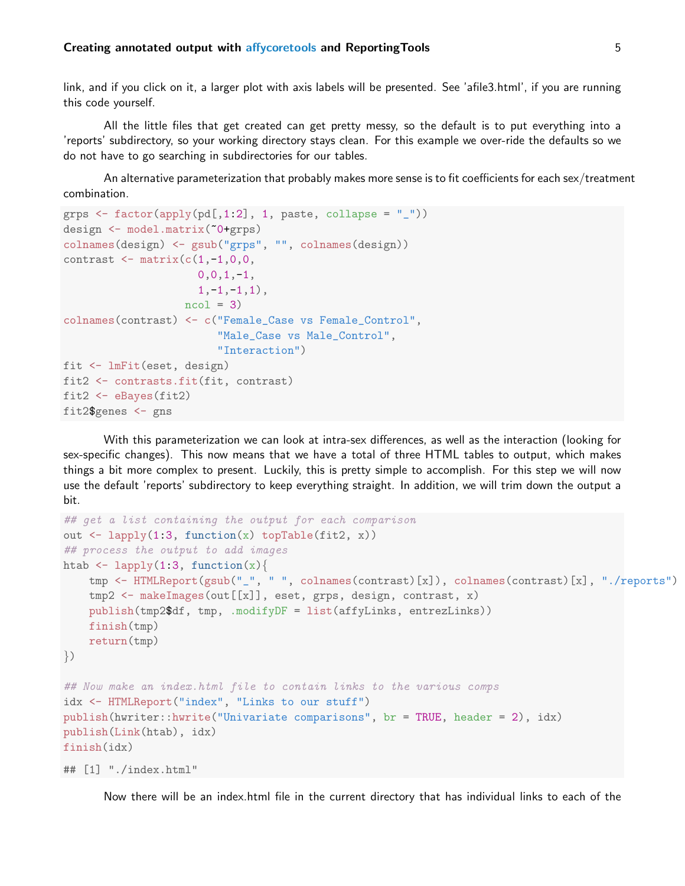link, and if you click on it, a larger plot with axis labels will be presented. See 'afile3.html', if you are running this code yourself.

All the little files that get created can get pretty messy, so the default is to put everything into a 'reports' subdirectory, so your working directory stays clean. For this example we over-ride the defaults so we do not have to go searching in subdirectories for our tables.

An alternative parameterization that probably makes more sense is to fit coefficients for each sex/treatment combination.

```
grps <- factor(apply(pd[,1:2], 1, paste, collapse = "_"))
design <- model.matrix(~0+grps)
colnames(design) <- gsub("grps", "", colnames(design))
contrast <- matrix(c(1,-1,0,0,
                     0,0,1,-1,
                     1,-1,-1,1),
                   ncol = 3)
colnames(contrast) <- c("Female_Case vs Female_Control",
                        "Male_Case vs Male_Control",
                        "Interaction")
fit <- lmFit(eset, design)
fit2 <- contrasts.fit(fit, contrast)
fit2 <- eBayes(fit2)
fit2$genes <- gns
```

With this parameterization we can look at intra-sex differences, as well as the interaction (looking for sex-specific changes). This now means that we have a total of three HTML tables to output, which makes things a bit more complex to present. Luckily, this is pretty simple to accomplish. For this step we will now use the default 'reports' subdirectory to keep everything straight. In addition, we will trim down the output a bit.

```
## get a list containing the output for each comparison
out <- lapply(1:3, function(x) topTable(fit2, x))
## process the output to add images
htab <- lapply(1:3, function(x){
    tmp <- HTMLReport(gsub("_", " ", colnames(contrast)[x]), colnames(contrast)[x], "./reports")
    tmp2 <- makeImages(out[[x]], eset, grps, design, contrast, x)
    publish(tmp2$df, tmp, .modifyDF = list(affyLinks, entrezLinks))
    finish(tmp)
    return(tmp)
})

## Now make an index.html file to contain links to the various comps
idx <- HTMLReport("index", "Links to our stuff")
publish(hwriter::hwrite("Univariate comparisons", br = TRUE, header = 2), idx)
publish(Link(htab), idx)
finish(idx)

## [1] "./index.html"
```

Now there will be an index.html file in the current directory that has individual links to each of the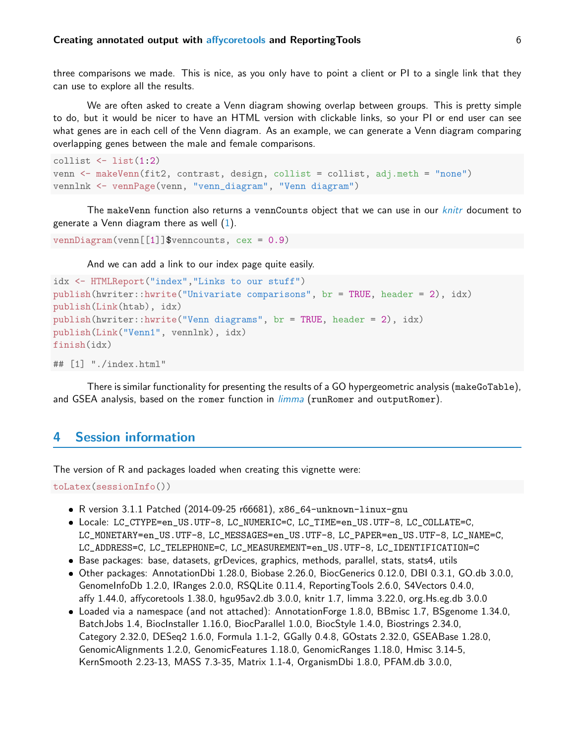three comparisons we made. This is nice, as you only have to point a client or PI to a single link that they can use to explore all the results.

We are often asked to create a Venn diagram showing overlap between groups. This is pretty simple to do, but it would be nicer to have an HTML version with clickable links, so your PI or end user can see what genes are in each cell of the Venn diagram. As an example, we can generate a Venn diagram comparing overlapping genes between the male and female comparisons.

```
collist <- list(1:2)
venn <- makeVenn(fit2, contrast, design, collist = collist, adj.meth = "none")
vennlnk <- vennPage(venn, "venn_diagram", "Venn diagram")
```

The `makeVenn` function also returns a `vennCounts` object that we can use in our *knitr* document to generate a Venn diagram there as well (1).

```
vennDiagram(venn[[1]]$venncounts, cex = 0.9)
```

And we can add a link to our index page quite easily.

```
idx <- HTMLReport("index","Links to our stuff")
publish(hwriter::hwrite("Univariate comparisons", br = TRUE, header = 2), idx)
publish(Link(htab), idx)
publish(hwriter::hwrite("Venn diagrams", br = TRUE, header = 2), idx)
publish(Link("Venn1", vennlnk), idx)
finish(idx)

## [1] "./index.html"
```

There is similar functionality for presenting the results of a GO hypergeometric analysis (`makeGoTable`), and GSEA analysis, based on the `romer` function in *limma* (`runRomer` and `outputRomer`).

## 4 Session information

The version of R and packages loaded when creating this vignette were:

```
toLatex(sessionInfo())
```

- R version 3.1.1 Patched (2014-09-25 r66681), `x86_64-unknown-linux-gnu`
- Locale: `LC_CTYPE=en_US.UTF-8`, `LC_NUMERIC=C`, `LC_TIME=en_US.UTF-8`, `LC_COLLATE=C`, `LC_MONETARY=en_US.UTF-8`, `LC_MESSAGES=en_US.UTF-8`, `LC_PAPER=en_US.UTF-8`, `LC_NAME=C`, `LC_ADDRESS=C`, `LC_TELEPHONE=C`, `LC_MEASUREMENT=en_US.UTF-8`, `LC_IDENTIFICATION=C`
- Base packages: base, datasets, grDevices, graphics, methods, parallel, stats, stats4, utils
- Other packages: AnnotationDbi 1.28.0, Biobase 2.26.0, BiocGenerics 0.12.0, DBI 0.3.1, GO.db 3.0.0, GenomeInfoDb 1.2.0, IRanges 2.0.0, RSQLite 0.11.4, ReportingTools 2.6.0, S4Vectors 0.4.0, affy 1.44.0, affycoretools 1.38.0, hgu95av2.db 3.0.0, knitr 1.7, limma 3.22.0, org.Hs.eg.db 3.0.0
- Loaded via a namespace (and not attached): AnnotationForge 1.8.0, BBmisc 1.7, BSgenome 1.34.0, BatchJobs 1.4, BiocInstaller 1.16.0, BiocParallel 1.0.0, BiocStyle 1.4.0, Biostrings 2.34.0, Category 2.32.0, DESeq2 1.6.0, Formula 1.1-2, GGally 0.4.8, GOstats 2.32.0, GSEABase 1.28.0, GenomicAlignments 1.2.0, GenomicFeatures 1.18.0, GenomicRanges 1.18.0, Hmisc 3.14-5, KernSmooth 2.23-13, MASS 7.3-35, Matrix 1.1-4, OrganismDbi 1.8.0, PFAM.db 3.0.0,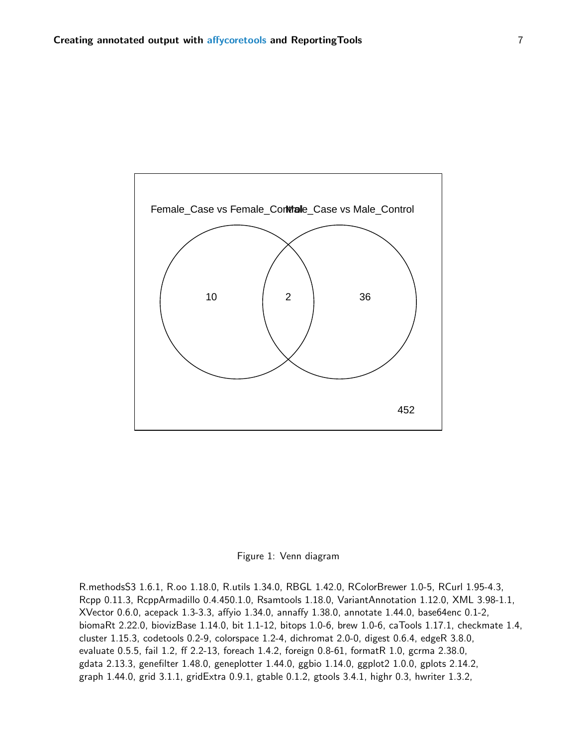Figure 1: Venn diagram

R.methodsS3 1.6.1, R.oo 1.18.0, R.utils 1.34.0, RBGL 1.42.0, RColorBrewer 1.0-5, RCurl 1.95-4.3, Rcpp 0.11.3, RcppArmadillo 0.4.450.1.0, Rsamtools 1.18.0, VariantAnnotation 1.12.0, XML 3.98-1.1, XVector 0.6.0, acepack 1.3-3.3, affyio 1.34.0, annaffy 1.38.0, annotate 1.44.0, base64enc 0.1-2, biomaRt 2.22.0, biovizBase 1.14.0, bit 1.1-12, bitops 1.0-6, brew 1.0-6, caTools 1.17.1, checkmate 1.4, cluster 1.15.3, codetools 0.2-9, colorspace 1.2-4, dichromat 2.0-0, digest 0.6.4, edgeR 3.8.0, evaluate 0.5.5, fail 1.2, ff 2.2-13, foreach 1.4.2, foreign 0.8-61, formatR 1.0, gcrma 2.38.0, gdata 2.13.3, genefilter 1.48.0, geneplotter 1.44.0, ggbio 1.14.0, ggplot2 1.0.0, gplots 2.14.2, graph 1.44.0, grid 3.1.1, gridExtra 0.9.1, gtable 0.1.2, gtools 3.4.1, highr 0.3, hwriter 1.3.2,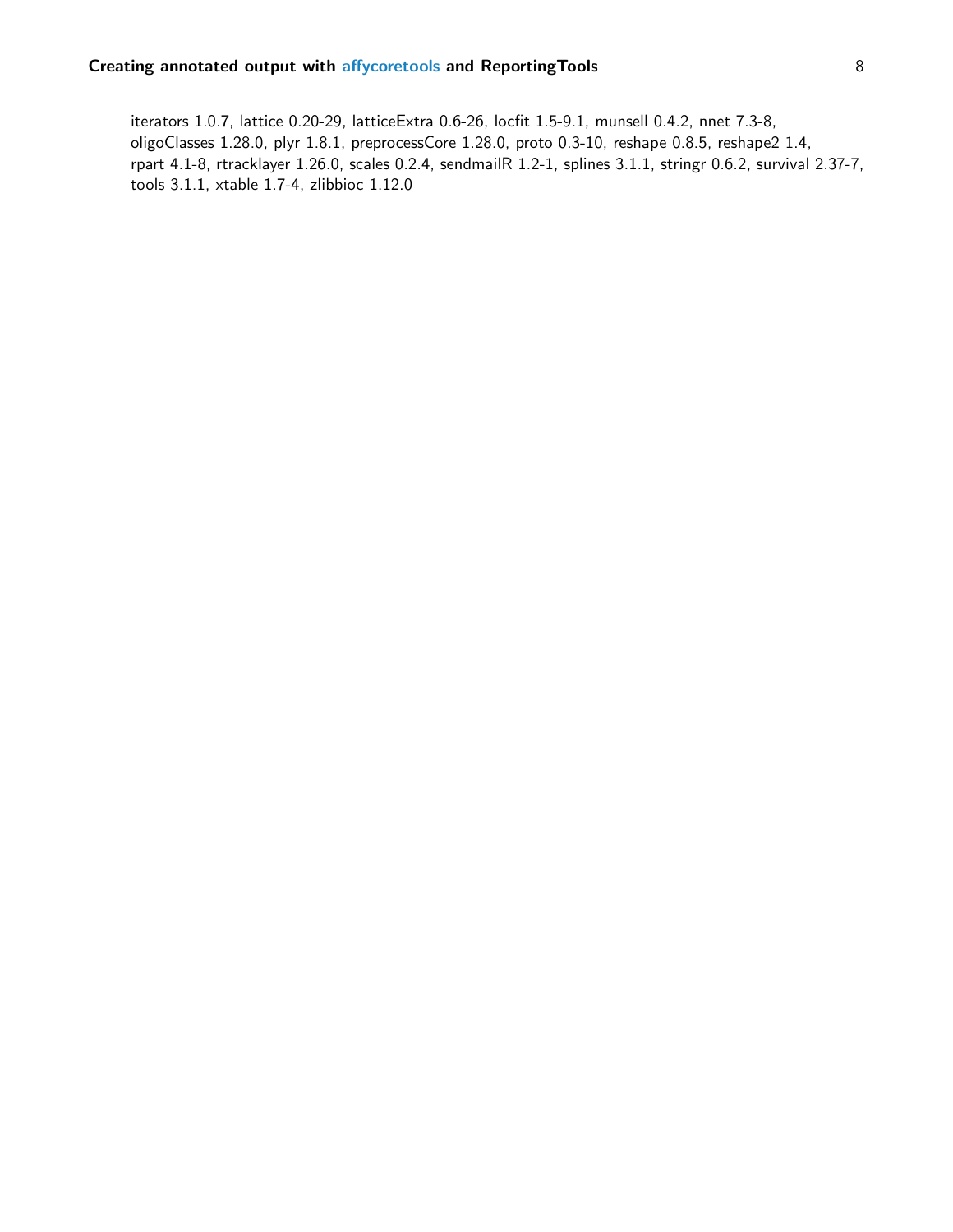iterators 1.0.7, lattice 0.20-29, latticeExtra 0.6-26, locfit 1.5-9.1, munsell 0.4.2, nnet 7.3-8, oligoClasses 1.28.0, plyr 1.8.1, preprocessCore 1.28.0, proto 0.3-10, reshape 0.8.5, reshape2 1.4, rpart 4.1-8, rtracklayer 1.26.0, scales 0.2.4, sendmailR 1.2-1, splines 3.1.1, stringr 0.6.2, survival 2.37-7, tools 3.1.1, xtable 1.7-4, zlibbioc 1.12.0